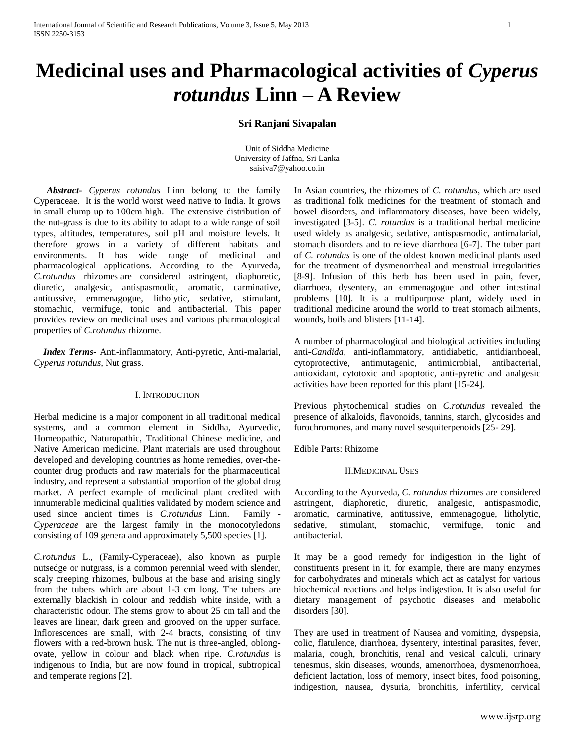# Medicinal uses and Pharmacological activities of *Cyperus rotundus* Linn – A Review

**Sri Ranjani Sivapalan**

Unit of Siddha Medicine
University of Jaffna, Sri Lanka
saisiva7@yahoo.co.in

***Abstract-*** *Cyperus rotundus* Linn belong to the family Cyperaceae. It is the world worst weed native to India. It grows in small clump up to 100cm high. The extensive distribution of the nut-grass is due to its ability to adapt to a wide range of soil types, altitudes, temperatures, soil pH and moisture levels. It therefore grows in a variety of different habitats and environments. It has wide range of medicinal and pharmacological applications. According to the Ayurveda, *C.rotundus* rhizomes are considered astringent, diaphoretic, diuretic, analgesic, antispasmodic, aromatic, carminative, antitussive, emmenagogue, litholytic, sedative, stimulant, stomachic, vermifuge, tonic and antibacterial. This paper provides review on medicinal uses and various pharmacological properties of *C.rotundus* rhizome.

***Index Terms-*** Anti-inflammatory, Anti-pyretic, Anti-malarial, *Cyperus rotundus,* Nut grass.

## I. Introduction

Herbal medicine is a major component in all traditional medical systems, and a common element in Siddha, Ayurvedic, Homeopathic, Naturopathic, Traditional Chinese medicine, and Native American medicine. Plant materials are used throughout developed and developing countries as home remedies, over-the-counter drug products and raw materials for the pharmaceutical industry, and represent a substantial proportion of the global drug market. A perfect example of medicinal plant credited with innumerable medicinal qualities validated by modern science and used since ancient times is *C.rotundus* Linn. Family - *Cyperaceae* are the largest family in the monocotyledons consisting of 109 genera and approximately 5,500 species [1].

*C.rotundus* L., (Family-Cyperaceae), also known as purple nutsedge or nutgrass, is a common perennial weed with slender, scaly creeping rhizomes, bulbous at the base and arising singly from the tubers which are about 1-3 cm long. The tubers are externally blackish in colour and reddish white inside, with a characteristic odour. The stems grow to about 25 cm tall and the leaves are linear, dark green and grooved on the upper surface. Inflorescences are small, with 2-4 bracts, consisting of tiny flowers with a red-brown husk. The nut is three-angled, oblong-ovate, yellow in colour and black when ripe. *C.rotundus* is indigenous to India, but are now found in tropical, subtropical and temperate regions [2].

In Asian countries, the rhizomes of *C. rotundus*, which are used as traditional folk medicines for the treatment of stomach and bowel disorders, and inflammatory diseases, have been widely, investigated [3-5]. *C. rotundus* is a traditional herbal medicine used widely as analgesic, sedative, antispasmodic, antimalarial, stomach disorders and to relieve diarrhoea [6-7]. The tuber part of *C. rotundus* is one of the oldest known medicinal plants used for the treatment of dysmenorrheal and menstrual irregularities [8-9]. Infusion of this herb has been used in pain, fever, diarrhoea, dysentery, an emmenagogue and other intestinal problems [10]. It is a multipurpose plant, widely used in traditional medicine around the world to treat stomach ailments, wounds, boils and blisters [11-14].

A number of pharmacological and biological activities including anti-*Candida*, anti-inflammatory, antidiabetic, antidiarrhoeal, cytoprotective, antimutagenic, antimicrobial, antibacterial, antioxidant, cytotoxic and apoptotic, anti-pyretic and analgesic activities have been reported for this plant [15-24].

Previous phytochemical studies on *C.rotundus* revealed the presence of alkaloids, flavonoids, tannins, starch, glycosides and furochromones, and many novel sesquiterpenoids [25- 29].

Edible Parts: Rhizome

## II. Medicinal Uses

According to the Ayurveda, *C. rotundus* rhizomes are considered astringent, diaphoretic, diuretic, analgesic, antispasmodic, aromatic, carminative, antitussive, emmenagogue, litholytic, sedative, stimulant, stomachic, vermifuge, tonic and antibacterial.

It may be a good remedy for indigestion in the light of constituents present in it, for example, there are many enzymes for carbohydrates and minerals which act as catalyst for various biochemical reactions and helps indigestion. It is also useful for dietary management of psychotic diseases and metabolic disorders [30].

They are used in treatment of Nausea and vomiting, dyspepsia, colic, flatulence, diarrhoea, dysentery, intestinal parasites, fever, malaria, cough, bronchitis, renal and vesical calculi, urinary tenesmus, skin diseases, wounds, amenorrhoea, dysmenorrhoea, deficient lactation, loss of memory, insect bites, food poisoning, indigestion, nausea, dysuria, bronchitis, infertility, cervical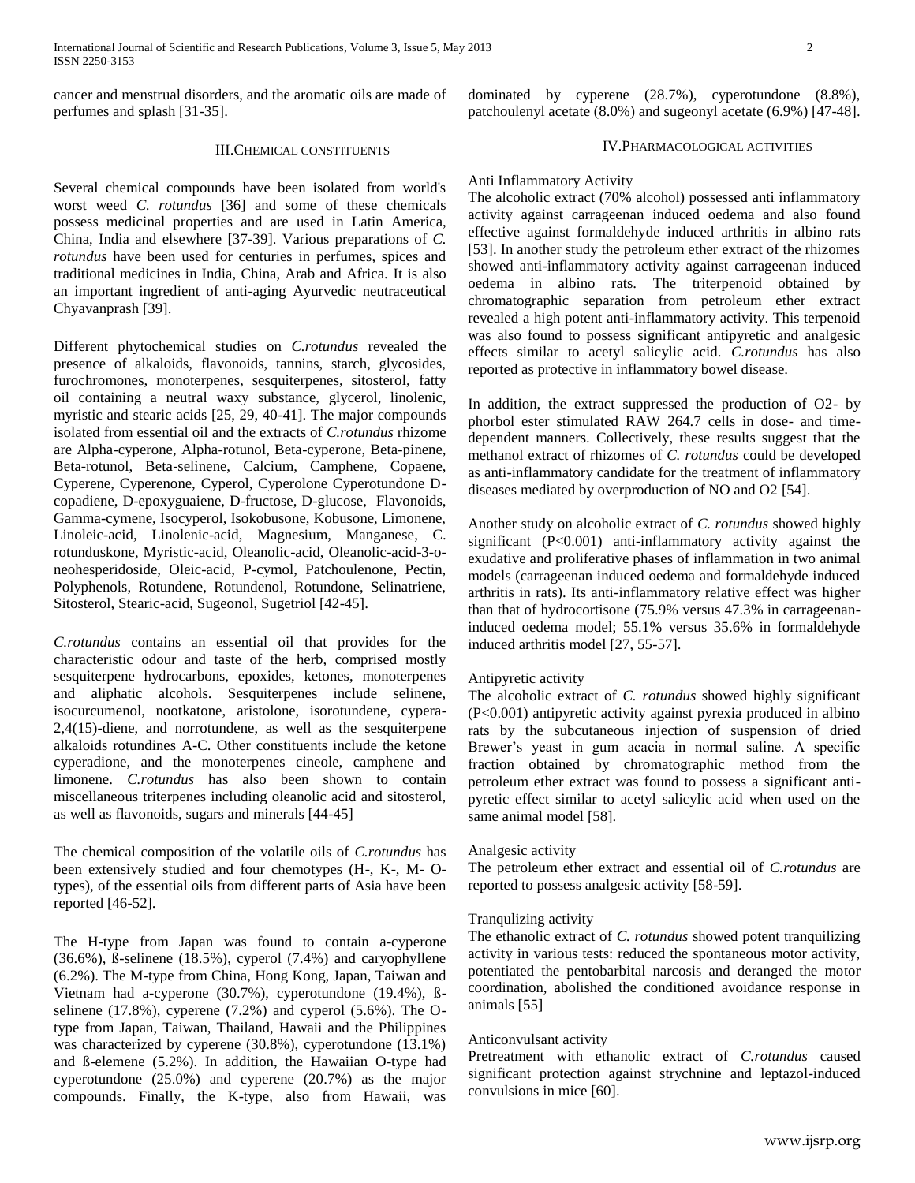cancer and menstrual disorders, and the aromatic oils are made of perfumes and splash [31-35].

## III. Chemical constituents

Several chemical compounds have been isolated from world's worst weed *C. rotundus* [36] and some of these chemicals possess medicinal properties and are used in Latin America, China, India and elsewhere [37-39]. Various preparations of *C. rotundus* have been used for centuries in perfumes, spices and traditional medicines in India, China, Arab and Africa. It is also an important ingredient of anti-aging Ayurvedic neutraceutical Chyavanprash [39].

Different phytochemical studies on *C.rotundus* revealed the presence of alkaloids, flavonoids, tannins, starch, glycosides, furochromones, monoterpenes, sesquiterpenes, sitosterol, fatty oil containing a neutral waxy substance, glycerol, linolenic, myristic and stearic acids [25, 29, 40-41]. The major compounds isolated from essential oil and the extracts of *C.rotundus* rhizome are Alpha-cyperone, Alpha-rotunol, Beta-cyperone, Beta-pinene, Beta-rotunol, Beta-selinene, Calcium, Camphene, Copaene, Cyperene, Cyperenone, Cyperol, Cyperolone Cyperotundone D-copadiene, D-epoxyguaiene, D-fructose, D-glucose, Flavonoids, Gamma-cymene, Isocyperol, Isokobusone, Kobusone, Limonene, Linoleic-acid, Linolenic-acid, Magnesium, Manganese, C. rotunduskone, Myristic-acid, Oleanolic-acid, Oleanolic-acid-3-o-neohesperidoside, Oleic-acid, P-cymol, Patchoulenone, Pectin, Polyphenols, Rotundene, Rotundenol, Rotundone, Selinatriene, Sitosterol, Stearic-acid, Sugeonol, Sugetriol [42-45].

*C.rotundus* contains an essential oil that provides for the characteristic odour and taste of the herb, comprised mostly sesquiterpene hydrocarbons, epoxides, ketones, monoterpenes and aliphatic alcohols. Sesquiterpenes include selinene, isocurcumenol, nootkatone, aristolone, isorotundene, cypera-2,4(15)-diene, and norrotundene, as well as the sesquiterpene alkaloids rotundines A-C. Other constituents include the ketone cyperadione, and the monoterpenes cineole, camphene and limonene. *C.rotundus* has also been shown to contain miscellaneous triterpenes including oleanolic acid and sitosterol, as well as flavonoids, sugars and minerals [44-45]

The chemical composition of the volatile oils of *C.rotundus* has been extensively studied and four chemotypes (H-, K-, M- O-types), of the essential oils from different parts of Asia have been reported [46-52].

The H-type from Japan was found to contain a-cyperone (36.6%), ß-selinene (18.5%), cyperol (7.4%) and caryophyllene (6.2%). The M-type from China, Hong Kong, Japan, Taiwan and Vietnam had a-cyperone (30.7%), cyperotundone (19.4%), ß-selinene (17.8%), cyperene (7.2%) and cyperol (5.6%). The O-type from Japan, Taiwan, Thailand, Hawaii and the Philippines was characterized by cyperene (30.8%), cyperotundone (13.1%) and ß-elemene (5.2%). In addition, the Hawaiian O-type had cyperotundone (25.0%) and cyperene (20.7%) as the major compounds. Finally, the K-type, also from Hawaii, was dominated by cyperene (28.7%), cyperotundone (8.8%), patchoulenyl acetate (8.0%) and sugeonyl acetate (6.9%) [47-48].

## IV. Pharmacological activities

### Anti Inflammatory Activity

The alcoholic extract (70% alcohol) possessed anti inflammatory activity against carrageenan induced oedema and also found effective against formaldehyde induced arthritis in albino rats [53]. In another study the petroleum ether extract of the rhizomes showed anti-inflammatory activity against carrageenan induced oedema in albino rats. The triterpenoid obtained by chromatographic separation from petroleum ether extract revealed a high potent anti-inflammatory activity. This terpenoid was also found to possess significant antipyretic and analgesic effects similar to acetyl salicylic acid. *C.rotundus* has also reported as protective in inflammatory bowel disease.

In addition, the extract suppressed the production of O2- by phorbol ester stimulated RAW 264.7 cells in dose- and time-dependent manners. Collectively, these results suggest that the methanol extract of rhizomes of *C. rotundus* could be developed as anti-inflammatory candidate for the treatment of inflammatory diseases mediated by overproduction of NO and O2 [54].

Another study on alcoholic extract of *C. rotundus* showed highly significant ($P<0.001$) anti-inflammatory activity against the exudative and proliferative phases of inflammation in two animal models (carrageenan induced oedema and formaldehyde induced arthritis in rats). Its anti-inflammatory relative effect was higher than that of hydrocortisone (75.9% versus 47.3% in carrageenan-induced oedema model; 55.1% versus 35.6% in formaldehyde induced arthritis model [27, 55-57].

### Antipyretic activity

The alcoholic extract of *C. rotundus* showed highly significant ($P<0.001$) antipyretic activity against pyrexia produced in albino rats by the subcutaneous injection of suspension of dried Brewer's yeast in gum acacia in normal saline. A specific fraction obtained by chromatographic method from the petroleum ether extract was found to possess a significant anti-pyretic effect similar to acetyl salicylic acid when used on the same animal model [58].

### Analgesic activity

The petroleum ether extract and essential oil of *C.rotundus* are reported to possess analgesic activity [58-59].

### Tranqulizing activity

The ethanolic extract of *C. rotundus* showed potent tranquilizing activity in various tests: reduced the spontaneous motor activity, potentiated the pentobarbital narcosis and deranged the motor coordination, abolished the conditioned avoidance response in animals [55]

### Anticonvulsant activity

Pretreatment with ethanolic extract of *C.rotundus* caused significant protection against strychnine and leptazol-induced convulsions in mice [60].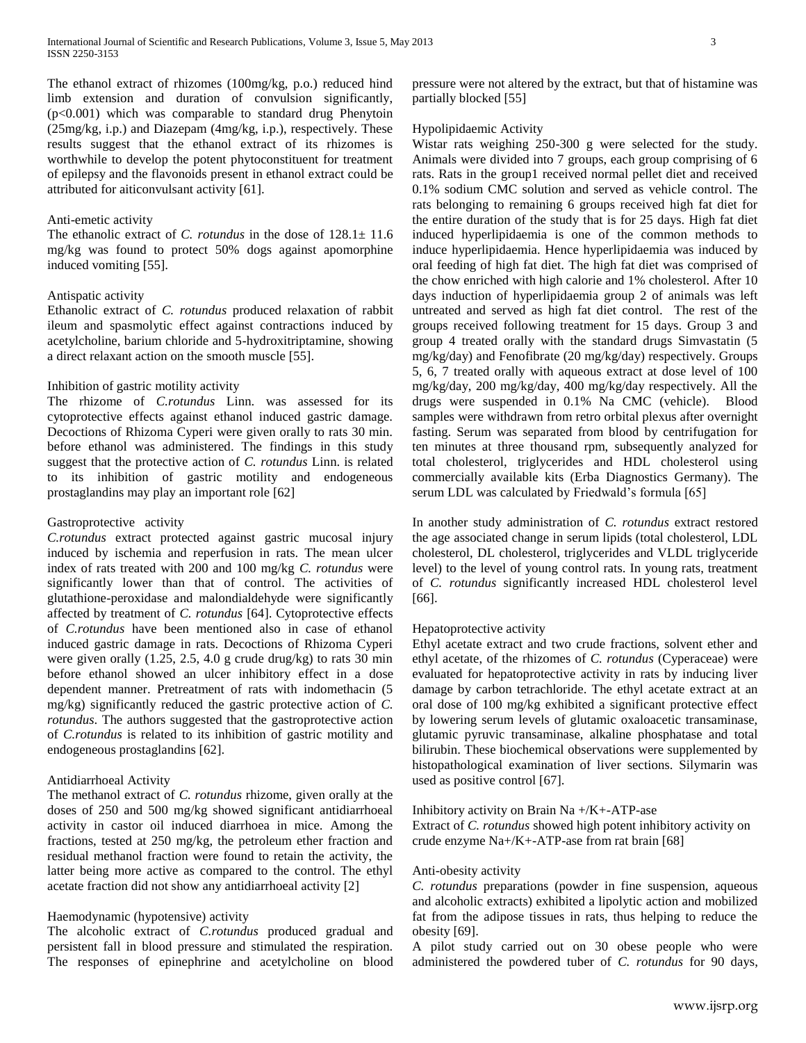The ethanol extract of rhizomes (100mg/kg, p.o.) reduced hind limb extension and duration of convulsion significantly, ($p<0.001$) which was comparable to standard drug Phenytoin (25mg/kg, i.p.) and Diazepam (4mg/kg, i.p.), respectively. These results suggest that the ethanol extract of its rhizomes is worthwhile to develop the potent phytoconstituent for treatment of epilepsy and the flavonoids present in ethanol extract could be attributed for aiticonvulsant activity [61].

### Anti-emetic activity

The ethanolic extract of *C. rotundus* in the dose of 128.1± 11.6 mg/kg was found to protect 50% dogs against apomorphine induced vomiting [55].

### Antispatic activity

Ethanolic extract of *C. rotundus* produced relaxation of rabbit ileum and spasmolytic effect against contractions induced by acetylcholine, barium chloride and 5-hydroxitriptamine, showing a direct relaxant action on the smooth muscle [55].

### Inhibition of gastric motility activity

The rhizome of *C.rotundus* Linn. was assessed for its cytoprotective effects against ethanol induced gastric damage. Decoctions of Rhizoma Cyperi were given orally to rats 30 min. before ethanol was administered. The findings in this study suggest that the protective action of *C. rotundus* Linn. is related to its inhibition of gastric motility and endogeneous prostaglandins may play an important role [62]

### Gastroprotective activity

*C.rotundus* extract protected against gastric mucosal injury induced by ischemia and reperfusion in rats. The mean ulcer index of rats treated with 200 and 100 mg/kg *C. rotundus* were significantly lower than that of control. The activities of glutathione-peroxidase and malondialdehyde were significantly affected by treatment of *C. rotundus* [64]. Cytoprotective effects of *C.rotundus* have been mentioned also in case of ethanol induced gastric damage in rats. Decoctions of Rhizoma Cyperi were given orally (1.25, 2.5, 4.0 g crude drug/kg) to rats 30 min before ethanol showed an ulcer inhibitory effect in a dose dependent manner. Pretreatment of rats with indomethacin (5 mg/kg) significantly reduced the gastric protective action of *C. rotundus*. The authors suggested that the gastroprotective action of *C.rotundus* is related to its inhibition of gastric motility and endogeneous prostaglandins [62].

### Antidiarrhoeal Activity

The methanol extract of *C. rotundus* rhizome, given orally at the doses of 250 and 500 mg/kg showed significant antidiarrhoeal activity in castor oil induced diarrhoea in mice. Among the fractions, tested at 250 mg/kg, the petroleum ether fraction and residual methanol fraction were found to retain the activity, the latter being more active as compared to the control. The ethyl acetate fraction did not show any antidiarrhoeal activity [2]

### Haemodynamic (hypotensive) activity

The alcoholic extract of *C.rotundus* produced gradual and persistent fall in blood pressure and stimulated the respiration. The responses of epinephrine and acetylcholine on blood pressure were not altered by the extract, but that of histamine was partially blocked [55]

### Hypolipidaemic Activity

Wistar rats weighing 250-300 g were selected for the study. Animals were divided into 7 groups, each group comprising of 6 rats. Rats in the group1 received normal pellet diet and received 0.1% sodium CMC solution and served as vehicle control. The rats belonging to remaining 6 groups received high fat diet for the entire duration of the study that is for 25 days. High fat diet induced hyperlipidaemia is one of the common methods to induce hyperlipidaemia. Hence hyperlipidaemia was induced by oral feeding of high fat diet. The high fat diet was comprised of the chow enriched with high calorie and 1% cholesterol. After 10 days induction of hyperlipidaemia group 2 of animals was left untreated and served as high fat diet control. The rest of the groups received following treatment for 15 days. Group 3 and group 4 treated orally with the standard drugs Simvastatin (5 mg/kg/day) and Fenofibrate (20 mg/kg/day) respectively. Groups 5, 6, 7 treated orally with aqueous extract at dose level of 100 mg/kg/day, 200 mg/kg/day, 400 mg/kg/day respectively. All the drugs were suspended in 0.1% Na CMC (vehicle). Blood samples were withdrawn from retro orbital plexus after overnight fasting. Serum was separated from blood by centrifugation for ten minutes at three thousand rpm, subsequently analyzed for total cholesterol, triglycerides and HDL cholesterol using commercially available kits (Erba Diagnostics Germany). The serum LDL was calculated by Friedwald's formula [65]

In another study administration of *C. rotundus* extract restored the age associated change in serum lipids (total cholesterol, LDL cholesterol, DL cholesterol, triglycerides and VLDL triglyceride level) to the level of young control rats. In young rats, treatment of *C. rotundus* significantly increased HDL cholesterol level [66].

### Hepatoprotective activity

Ethyl acetate extract and two crude fractions, solvent ether and ethyl acetate, of the rhizomes of *C. rotundus* (Cyperaceae) were evaluated for hepatoprotective activity in rats by inducing liver damage by carbon tetrachloride. The ethyl acetate extract at an oral dose of 100 mg/kg exhibited a significant protective effect by lowering serum levels of glutamic oxaloacetic transaminase, glutamic pyruvic transaminase, alkaline phosphatase and total bilirubin. These biochemical observations were supplemented by histopathological examination of liver sections. Silymarin was used as positive control [67].

### Inhibitory activity on Brain Na +/K+-ATP-ase

Extract of *C. rotundus* showed high potent inhibitory activity on crude enzyme Na+/K+-ATP-ase from rat brain [68]

### Anti-obesity activity

*C. rotundus* preparations (powder in fine suspension, aqueous and alcoholic extracts) exhibited a lipolytic action and mobilized fat from the adipose tissues in rats, thus helping to reduce the obesity [69].

A pilot study carried out on 30 obese people who were administered the powdered tuber of *C. rotundus* for 90 days,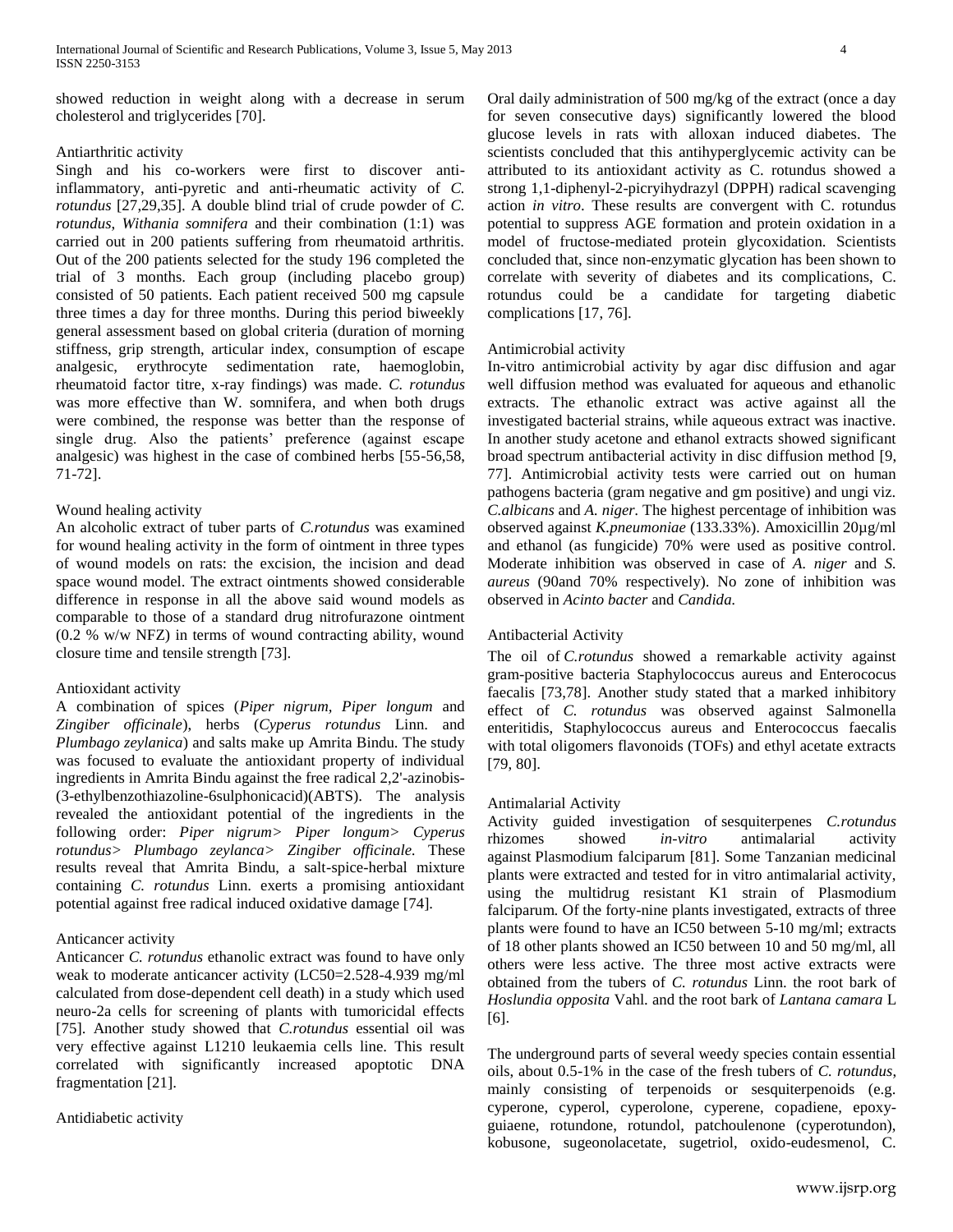showed reduction in weight along with a decrease in serum cholesterol and triglycerides [70].

### Antiarthritic activity

Singh and his co-workers were first to discover anti-inflammatory, anti-pyretic and anti-rheumatic activity of *C. rotundus* [27,29,35]. A double blind trial of crude powder of *C. rotundus*, *Withania somnifera* and their combination (1:1) was carried out in 200 patients suffering from rheumatoid arthritis. Out of the 200 patients selected for the study 196 completed the trial of 3 months. Each group (including placebo group) consisted of 50 patients. Each patient received 500 mg capsule three times a day for three months. During this period biweekly general assessment based on global criteria (duration of morning stiffness, grip strength, articular index, consumption of escape analgesic, erythrocyte sedimentation rate, haemoglobin, rheumatoid factor titre, x-ray findings) was made. *C. rotundus* was more effective than W. somnifera, and when both drugs were combined, the response was better than the response of single drug. Also the patients' preference (against escape analgesic) was highest in the case of combined herbs [55-56,58, 71-72].

### Wound healing activity

An alcoholic extract of tuber parts of *C.rotundus* was examined for wound healing activity in the form of ointment in three types of wound models on rats: the excision, the incision and dead space wound model. The extract ointments showed considerable difference in response in all the above said wound models as comparable to those of a standard drug nitrofurazone ointment (0.2 % w/w NFZ) in terms of wound contracting ability, wound closure time and tensile strength [73].

### Antioxidant activity

A combination of spices (*Piper nigrum, Piper longum* and *Zingiber officinale*), herbs (*Cyperus rotundus* Linn. and *Plumbago zeylanica*) and salts make up Amrita Bindu. The study was focused to evaluate the antioxidant property of individual ingredients in Amrita Bindu against the free radical 2,2'-azinobis-(3-ethylbenzothiazoline-6sulphonicacid)(ABTS). The analysis revealed the antioxidant potential of the ingredients in the following order: *Piper nigrum> Piper longum> Cyperus rotundus> Plumbago zeylanca> Zingiber officinale.* These results reveal that Amrita Bindu, a salt-spice-herbal mixture containing *C. rotundus* Linn. exerts a promising antioxidant potential against free radical induced oxidative damage [74].

### Anticancer activity

Anticancer *C. rotundus* ethanolic extract was found to have only weak to moderate anticancer activity (LC50=2.528-4.939 mg/ml calculated from dose-dependent cell death) in a study which used neuro-2a cells for screening of plants with tumoricidal effects [75]. Another study showed that *C.rotundus* essential oil was very effective against L1210 leukaemia cells line. This result correlated with significantly increased apoptotic DNA fragmentation [21].

### Antidiabetic activity

Oral daily administration of 500 mg/kg of the extract (once a day for seven consecutive days) significantly lowered the blood glucose levels in rats with alloxan induced diabetes. The scientists concluded that this antihyperglycemic activity can be attributed to its antioxidant activity as C. rotundus showed a strong 1,1-diphenyl-2-picryihydrazyl (DPPH) radical scavenging action *in vitro*. These results are convergent with C. rotundus potential to suppress AGE formation and protein oxidation in a model of fructose-mediated protein glycoxidation. Scientists concluded that, since non-enzymatic glycation has been shown to correlate with severity of diabetes and its complications, C. rotundus could be a candidate for targeting diabetic complications [17, 76].

### Antimicrobial activity

In-vitro antimicrobial activity by agar disc diffusion and agar well diffusion method was evaluated for aqueous and ethanolic extracts. The ethanolic extract was active against all the investigated bacterial strains, while aqueous extract was inactive. In another study acetone and ethanol extracts showed significant broad spectrum antibacterial activity in disc diffusion method [9, 77]. Antimicrobial activity tests were carried out on human pathogens bacteria (gram negative and gm positive) and ungi viz. *C.albicans* and *A. niger*. The highest percentage of inhibition was observed against *K.pneumoniae* (133.33%). Amoxicillin 20µg/ml and ethanol (as fungicide) 70% were used as positive control. Moderate inhibition was observed in case of *A. niger* and *S. aureus* (90and 70% respectively). No zone of inhibition was observed in *Acinto bacter* and *Candida.*

### Antibacterial Activity

The oil of *C.rotundus* showed a remarkable activity against gram-positive bacteria Staphylococcus aureus and Enterococus faecalis [73,78]. Another study stated that a marked inhibitory effect of *C. rotundus* was observed against Salmonella enteritidis, Staphylococcus aureus and Enterococcus faecalis with total oligomers flavonoids (TOFs) and ethyl acetate extracts [79, 80].

### Antimalarial Activity

Activity guided investigation of sesquiterpenes *C.rotundus* rhizomes showed *in-vitro* antimalarial activity against Plasmodium falciparum [81]. Some Tanzanian medicinal plants were extracted and tested for in vitro antimalarial activity, using the multidrug resistant K1 strain of Plasmodium falciparum. Of the forty-nine plants investigated, extracts of three plants were found to have an IC50 between 5-10 mg/ml; extracts of 18 other plants showed an IC50 between 10 and 50 mg/ml, all others were less active. The three most active extracts were obtained from the tubers of *C. rotundus* Linn. the root bark of *Hoslundia opposita* Vahl. and the root bark of *Lantana camara* L [6].

The underground parts of several weedy species contain essential oils, about 0.5-1% in the case of the fresh tubers of *C. rotundus*, mainly consisting of terpenoids or sesquiterpenoids (e.g. cyperone, cyperol, cyperolone, cyperene, copadiene, epoxy-guiaene, rotundone, rotundol, patchoulenone (cyperotundon), kobusone, sugeonolacetate, sugetriol, oxido-eudesmenol, C.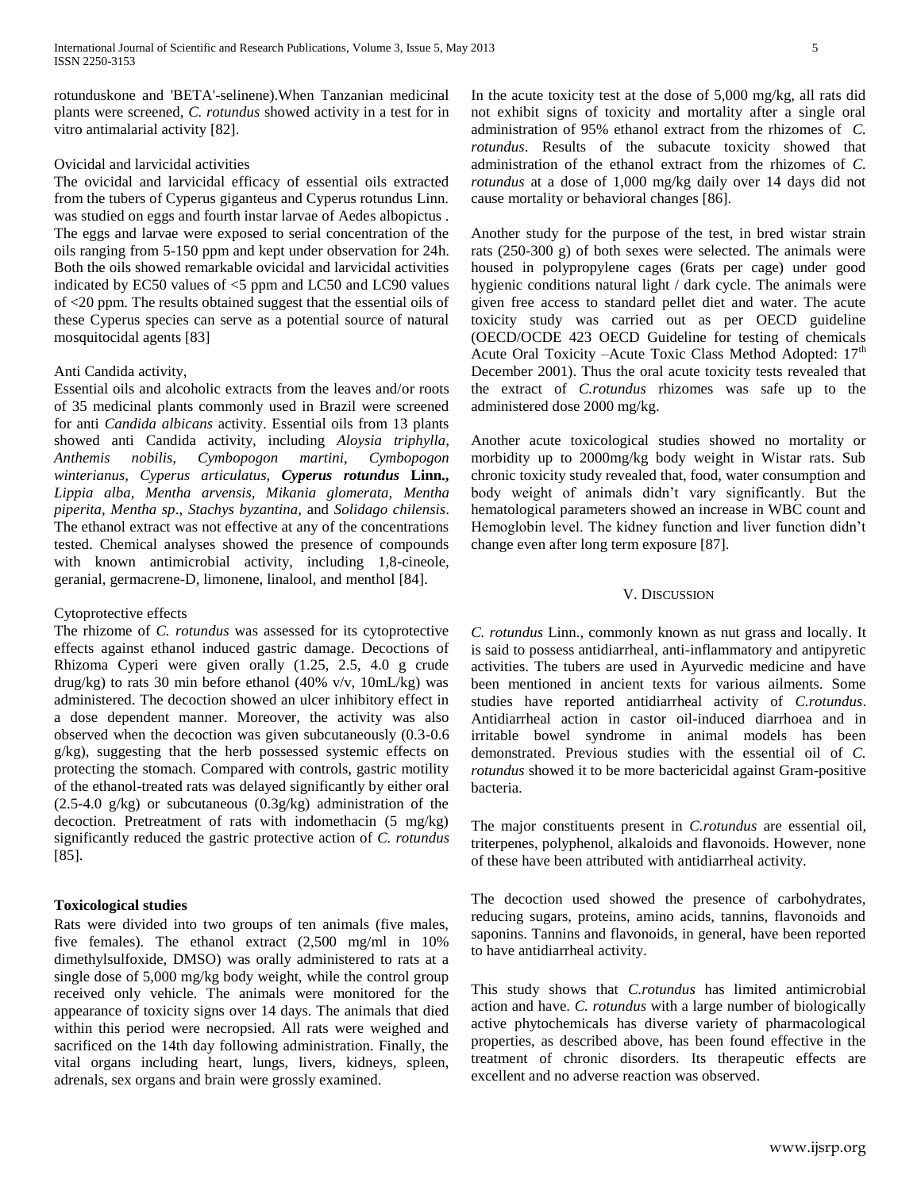rotunduskone and 'BETA'-selinene).When Tanzanian medicinal plants were screened, *C. rotundus* showed activity in a test for in vitro antimalarial activity [82].

Ovicidal and larvicidal activities

The ovicidal and larvicidal efficacy of essential oils extracted from the tubers of Cyperus giganteus and Cyperus rotundus Linn. was studied on eggs and fourth instar larvae of Aedes albopictus . The eggs and larvae were exposed to serial concentration of the oils ranging from 5-150 ppm and kept under observation for 24h. Both the oils showed remarkable ovicidal and larvicidal activities indicated by EC50 values of <5 ppm and LC50 and LC90 values of <20 ppm. The results obtained suggest that the essential oils of these Cyperus species can serve as a potential source of natural mosquitocidal agents [83]

Anti Candida activity,

Essential oils and alcoholic extracts from the leaves and/or roots of 35 medicinal plants commonly used in Brazil were screened for anti *Candida albicans* activity. Essential oils from 13 plants showed anti Candida activity, including *Aloysia triphylla, Anthemis nobilis, Cymbopogon martini, Cymbopogon winterianus, Cyperus articulatus,* ***Cyperus rotundus*** **Linn.,** *Lippia alba, Mentha arvensis, Mikania glomerata, Mentha piperita, Mentha sp., Stachys byzantina,* and *Solidago chilensis*. The ethanol extract was not effective at any of the concentrations tested. Chemical analyses showed the presence of compounds with known antimicrobial activity, including 1,8-cineole, geranial, germacrene-D, limonene, linalool, and menthol [84].

Cytoprotective effects

The rhizome of *C. rotundus* was assessed for its cytoprotective effects against ethanol induced gastric damage. Decoctions of Rhizoma Cyperi were given orally (1.25, 2.5, 4.0 g crude drug/kg) to rats 30 min before ethanol (40% v/v, 10mL/kg) was administered. The decoction showed an ulcer inhibitory effect in a dose dependent manner. Moreover, the activity was also observed when the decoction was given subcutaneously (0.3-0.6 g/kg), suggesting that the herb possessed systemic effects on protecting the stomach. Compared with controls, gastric motility of the ethanol-treated rats was delayed significantly by either oral (2.5-4.0 g/kg) or subcutaneous (0.3g/kg) administration of the decoction. Pretreatment of rats with indomethacin (5 mg/kg) significantly reduced the gastric protective action of *C. rotundus* [85].

**Toxicological studies**

Rats were divided into two groups of ten animals (five males, five females). The ethanol extract (2,500 mg/ml in 10% dimethylsulfoxide, DMSO) was orally administered to rats at a single dose of 5,000 mg/kg body weight, while the control group received only vehicle. The animals were monitored for the appearance of toxicity signs over 14 days. The animals that died within this period were necropsied. All rats were weighed and sacrificed on the 14th day following administration. Finally, the vital organs including heart, lungs, livers, kidneys, spleen, adrenals, sex organs and brain were grossly examined.

In the acute toxicity test at the dose of 5,000 mg/kg, all rats did not exhibit signs of toxicity and mortality after a single oral administration of 95% ethanol extract from the rhizomes of *C. rotundus*. Results of the subacute toxicity showed that administration of the ethanol extract from the rhizomes of *C. rotundus* at a dose of 1,000 mg/kg daily over 14 days did not cause mortality or behavioral changes [86].

Another study for the purpose of the test, in bred wistar strain rats (250-300 g) of both sexes were selected. The animals were housed in polypropylene cages (6rats per cage) under good hygienic conditions natural light / dark cycle. The animals were given free access to standard pellet diet and water. The acute toxicity study was carried out as per OECD guideline (OECD/OCDE 423 OECD Guideline for testing of chemicals Acute Oral Toxicity –Acute Toxic Class Method Adopted: 17th December 2001). Thus the oral acute toxicity tests revealed that the extract of *C.rotundus* rhizomes was safe up to the administered dose 2000 mg/kg.

Another acute toxicological studies showed no mortality or morbidity up to 2000mg/kg body weight in Wistar rats. Sub chronic toxicity study revealed that, food, water consumption and body weight of animals didn't vary significantly. But the hematological parameters showed an increase in WBC count and Hemoglobin level. The kidney function and liver function didn't change even after long term exposure [87].

## V. Discussion

*C. rotundus* Linn., commonly known as nut grass and locally. It is said to possess antidiarrheal, anti-inflammatory and antipyretic activities. The tubers are used in Ayurvedic medicine and have been mentioned in ancient texts for various ailments. Some studies have reported antidiarrheal activity of *C.rotundus*. Antidiarrheal action in castor oil-induced diarrhoea and in irritable bowel syndrome in animal models has been demonstrated. Previous studies with the essential oil of *C. rotundus* showed it to be more bactericidal against Gram-positive bacteria.

The major constituents present in *C.rotundus* are essential oil, triterpenes, polyphenol, alkaloids and flavonoids. However, none of these have been attributed with antidiarrheal activity.

The decoction used showed the presence of carbohydrates, reducing sugars, proteins, amino acids, tannins, flavonoids and saponins. Tannins and flavonoids, in general, have been reported to have antidiarrheal activity.

This study shows that *C.rotundus* has limited antimicrobial action and have. *C. rotundus* with a large number of biologically active phytochemicals has diverse variety of pharmacological properties, as described above, has been found effective in the treatment of chronic disorders. Its therapeutic effects are excellent and no adverse reaction was observed.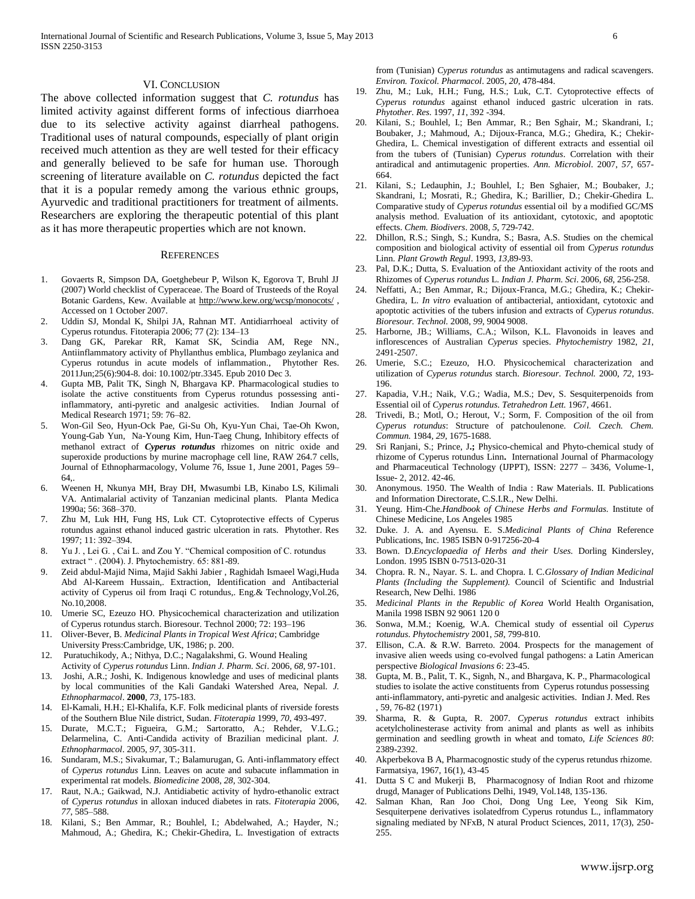## VI. Conclusion

The above collected information suggest that *C. rotundus* has limited activity against different forms of infectious diarrhoea due to its selective activity against diarrheal pathogens. Traditional uses of natural compounds, especially of plant origin received much attention as they are well tested for their efficacy and generally believed to be safe for human use. Thorough screening of literature available on *C. rotundus* depicted the fact that it is a popular remedy among the various ethnic groups, Ayurvedic and traditional practitioners for treatment of ailments. Researchers are exploring the therapeutic potential of this plant as it has more therapeutic properties which are not known.

## References

1. Govaerts R, Simpson DA, Goetghebeur P, Wilson K, Egorova T, Bruhl JJ (2007) World checklist of Cyperaceae. The Board of Trusteeds of the Royal Botanic Gardens, Kew. Available at http://www.kew.org/wcsp/monocots/ , Accessed on 1 October 2007.
2. Uddin SJ, Mondal K, Shilpi JA, Rahnan MT. Antidiarrhoeal activity of Cyperus rotundus. Fitoterapia 2006; 77 (2): 134–13
3. Dang GK, Parekar RR, Kamat SK, Scindia AM, Rege NN., Antiinflammatory activity of Phyllanthus emblica, Plumbago zeylanica and Cyperus rotundus in acute models of inflammation., Phytother Res. 2011Jun;25(6):904-8. doi: 10.1002/ptr.3345. Epub 2010 Dec 3.
4. Gupta MB, Palit TK, Singh N, Bhargava KP. Pharmacological studies to isolate the active constituents from Cyperus rotundus possessing anti-inflammatory, anti-pyretic and analgesic activities. Indian Journal of Medical Research 1971; 59: 76–82.
5. Won-Gil Seo, Hyun-Ock Pae, Gi-Su Oh, Kyu-Yun Chai, Tae-Oh Kwon, Young-Gab Yun, Na-Young Kim, Hun-Taeg Chung, Inhibitory effects of methanol extract of ***Cyperus rotundus*** rhizomes on nitric oxide and superoxide productions by murine macrophage cell line, RAW 264.7 cells, Journal of Ethnopharmacology, Volume 76, Issue 1, June 2001, Pages 59–64,.
6. Weenen H, Nkunya MH, Bray DH, Mwasumbi LB, Kinabo LS, Kilimali VA. Antimalarial activity of Tanzanian medicinal plants. Planta Medica 1990a; 56: 368–370.
7. Zhu M, Luk HH, Fung HS, Luk CT. Cytoprotective effects of Cyperus rotundus against ethanol induced gastric ulceration in rats. Phytother. Res 1997; 11: 392–394.
8. Yu J. , Lei G. , Cai L. and Zou Y. "Chemical composition of C. rotundus extract " . (2004). J. Phytochemistry. 65: 881-89.
9. Zeid abdul-Majid Nima, Majid Sakhi Jabier , Raghidah Ismaeel Wagi,Huda Abd Al-Kareem Hussain,. Extraction, Identification and Antibacterial activity of Cyperus oil from Iraqi C rotundus,. Eng.& Technology,Vol.26, No.10,2008.
10. Umerie SC, Ezeuzo HO. Physicochemical characterization and utilization of Cyperus rotundus starch. Bioresour. Technol 2000; 72: 193–196
11. Oliver-Bever, B. *Medicinal Plants in Tropical West Africa*; Cambridge University Press:Cambridge, UK, 1986; p. 200.
12. Puratuchikody, A.; Nithya, D.C.; Nagalakshmi, G. Wound Healing Activity of *Cyperus rotundus* Linn. *Indian J. Pharm. Sci*. 2006, *68*, 97-101.
13. Joshi, A.R.; Joshi, K. Indigenous knowledge and uses of medicinal plants by local communities of the Kali Gandaki Watershed Area, Nepal. *J. Ethnopharmacol*. **2000**, *73*, 175-183.
14. El-Kamali, H.H.; El-Khalifa, K.F. Folk medicinal plants of riverside forests of the Southern Blue Nile district, Sudan. *Fitoterapia* 1999, *70*, 493-497.
15. Durate, M.C.T.; Figueira, G.M.; Sartoratto, A.; Rehder, V.L.G.; Delarmelina, C. Anti-Candida activity of Brazilian medicinal plant. *J. Ethnopharmacol*. 2005, *97*, 305-311.
16. Sundaram, M.S.; Sivakumar, T.; Balamurugan, G. Anti-inflammatory effect of *Cyperus rotundus* Linn. Leaves on acute and subacute inflammation in experimental rat models. *Biomedicine* 2008, *28*, 302-304.
17. Raut, N.A.; Gaikwad, N.J. Antidiabetic activity of hydro-ethanolic extract of *Cyperus rotundus* in alloxan induced diabetes in rats. *Fitoterapia* 2006, *77*, 585–588.
18. Kilani, S.; Ben Ammar, R.; Bouhlel, I.; Abdelwahed, A.; Hayder, N.; Mahmoud, A.; Ghedira, K.; Chekir-Ghedira, L. Investigation of extracts from (Tunisian) *Cyperus rotundus* as antimutagens and radical scavengers. *Environ. Toxicol. Pharmacol*. 2005, *20*, 478-484.
19. Zhu, M.; Luk, H.H.; Fung, H.S.; Luk, C.T. Cytoprotective effects of *Cyperus rotundus* against ethanol induced gastric ulceration in rats. *Phytother. Res*. 1997, *11*, 392 -394.
20. Kilani, S.; Bouhlel, I.; Ben Ammar, R.; Ben Sghair, M.; Skandrani, I.; Boubaker, J.; Mahmoud, A.; Dijoux-Franca, M.G.; Ghedira, K.; Chekir-Ghedira, L. Chemical investigation of different extracts and essential oil from the tubers of (Tunisian) *Cyperus rotundus*. Correlation with their antiradical and antimutagenic properties. *Ann. Microbiol*. 2007, *57*, 657-664.
21. Kilani, S.; Ledauphin, J.; Bouhlel, I.; Ben Sghaier, M.; Boubaker, J.; Skandrani, I.; Mosrati, R.; Ghedira, K.; Barillier, D.; Chekir-Ghedira L. Comparative study of *Cyperus rotundus* essential oil by a modified GC/MS analysis method. Evaluation of its antioxidant, cytotoxic, and apoptotic effects. *Chem. Biodivers*. 2008, *5*, 729-742.
22. Dhillon, R.S.; Singh, S.; Kundra, S.; Basra, A.S. Studies on the chemical composition and biological activity of essential oil from *Cyperus rotundus* Linn. *Plant Growth Regul*. 1993, *13*,89-93.
23. Pal, D.K.; Dutta, S. Evaluation of the Antioxidant activity of the roots and Rhizomes of *Cyperus rotundus* L. *Indian J. Pharm. Sci*. 2006, *68*, 256-258.
24. Neffatti, A.; Ben Ammar, R.; Dijoux-Franca, M.G.; Ghedira, K.; Chekir-Ghedira, L. *In vitro* evaluation of antibacterial, antioxidant, cytotoxic and apoptotic activities of the tubers infusion and extracts of *Cyperus rotundus*. *Bioresour. Technol.* 2008, *99*, 9004 9008.
25. Harborne, JB.; Williams, C.A.; Wilson, K.L. Flavonoids in leaves and inflorescences of Australian *Cyperus* species. *Phytochemistry* 1982, *21*, 2491-2507.
26. Umerie, S.C.; Ezeuzo, H.O. Physicochemical characterization and utilization of *Cyperus rotundus* starch. *Bioresour. Technol.* 2000, *72*, 193-196.
27. Kapadia, V.H.; Naik, V.G.; Wadia, M.S.; Dev, S. Sesquiterpenoids from Essential oil of *Cyperus rotundus*. *Tetrahedron Lett.* 1967, 4661.
28. Trivedi, B.; Motl, O.; Herout, V.; Sorm, F. Composition of the oil from *Cyperus rotundus*: Structure of patchoulenone. *Coil. Czech. Chem. Commun.* 1984, *29*, 1675-1688.
29. Sri Ranjani, S.; Prince, J**.;** Physico-chemical and Phyto-chemical study of rhizome of Cyperus rotundus Linn**.** International Journal of Pharmacology and Pharmaceutical Technology (IJPPT), ISSN: 2277 – 3436, Volume-1, Issue- 2, 2012. 42-46.
30. Anonymous. 1950. The Wealth of India : Raw Materials. II. Publications and Information Directorate, C.S.I.R., New Delhi.
31. Yeung. Him-Che.*Handbook of Chinese Herbs and Formulas.* Institute of Chinese Medicine, Los Angeles 1985
32. Duke. J. A. and Ayensu. E. S.*Medicinal Plants of China* Reference Publications, Inc. 1985 ISBN 0-917256-20-4
33. Bown. D.*Encyclopaedia of Herbs and their Uses.* Dorling Kindersley, London. 1995 ISBN 0-7513-020-31
34. Chopra. R. N., Nayar. S. L. and Chopra. I. C.*Glossary of Indian Medicinal Plants (Including the Supplement).* Council of Scientific and Industrial Research, New Delhi. 1986
35. *Medicinal Plants in the Republic of Korea* World Health Organisation, Manila 1998 ISBN 92 9061 120 0
36. Sonwa, M.M.; Koenig, W.A. Chemical study of essential oil *Cyperus rotundus*. *Phytochemistry* 2001, *58*, 799-810.
37. Ellison, C.A. & R.W. Barreto. 2004. Prospects for the management of invasive alien weeds using co-evolved fungal pathogens: a Latin American perspective *Biological Invasions 6*: 23-45.
38. Gupta, M. B., Palit, T. K., Signh, N., and Bhargava, K. P., Pharmacological studies to isolate the active constituents from Cyperus rotundus possessing anti-inflammatory, anti-pyretic and analgesic activities. Indian J. Med. Res , 59, 76-82 (1971)
39. Sharma, R. & Gupta, R. 2007. *Cyperus rotundus* extract inhibits acetylcholinesterase activity from animal and plants as well as inhibits germination and seedling growth in wheat and tomato, *Life Sciences 80*: 2389-2392.
40. Akperbekova B A, Pharmacognostic study of the cyperus retundus rhizome. Farmatsiya, 1967, 16(1), 43-45
41. Dutta S C and Mukerji B, Pharmacognosy of Indian Root and rhizome drugd, Manager of Publications Delhi, 1949, Vol.148, 135-136.
42. Salman Khan, Ran Joo Choi, Dong Ung Lee, Yeong Sik Kim, Sesquiterpene derivatives isolatedfrom Cyperus rotundus L., inflammatory signaling mediated by NFxB, N atural Product Sciences, 2011, 17(3), 250-255.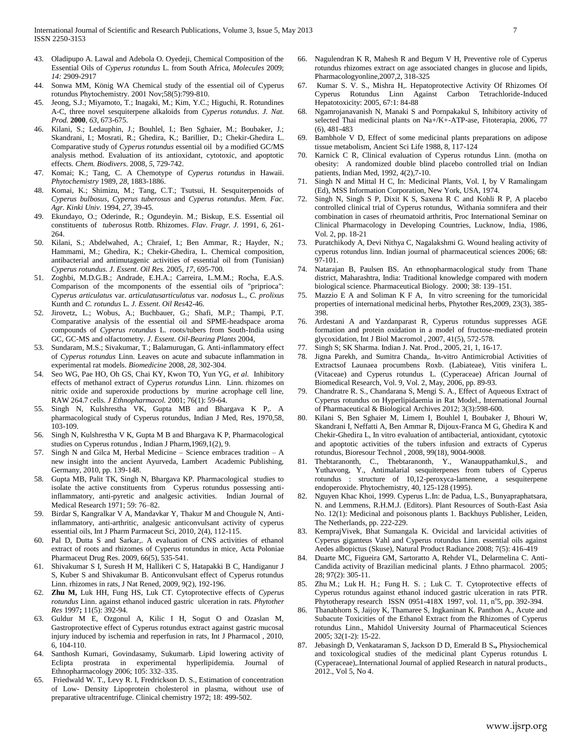43. Oladipupo A. Lawal and Adebola O. Oyedeji, Chemical Composition of the Essential Oils of *Cyperus rotundus* L. from South Africa, *Molecules* 2009; *14:* 2909-2917
44. Sonwa MM, König WA Chemical study of the essential oil of Cyperus rotundus Phytochemistry. 2001 Nov;58(5):799-810.
45. Jeong, S.J.; Miyamoto, T.; Inagaki, M.; Kim, Y.C.; Higuchi, R. Rotundines A-C, three novel sesquiterpene alkaloids from *Cyperus rotundus*. *J. Nat. Prod.* **2000**, *63*, 673-675.
46. Kilani, S.; Ledauphin, J.; Bouhlel, I.; Ben Sghaier, M.; Boubaker, J.; Skandrani, I.; Mosrati, R.; Ghedira, K.; Barillier, D.; Chekir-Ghedira L. Comparative study of *Cyperus rotundus* essential oil by a modified GC/MS analysis method. Evaluation of its antioxidant, cytotoxic, and apoptotic effects. *Chem. Biodivers*. 2008, *5*, 729-742.
47. Komai; K.; Tang, C. A Chemotype of *Cyperus rotundus* in Hawaii. *Phytochemistry* 1989, *28*, 1883-1886.
48. Komai, K.; Shimizu, M.; Tang, C.T.; Tsutsui, H. Sesquiterpenoids of *Cyperus bulbosus*, *Cyperus tuberosus* and *Cyperus rotundus*. *Mem. Fac. Agr. Kinki Univ.* 1994, *27*, 39-45.
49. Ekundayo, O.; Oderinde, R.; Ogundeyin. M.; Biskup, E.S. Essential oil constituents of *tuberosus* Rottb. Rhizomes. *Flav. Fragr. J*. 1991, *6*, 261-264.
50. Kilani, S.; Abdelwahed, A.; Chraief, I.; Ben Ammar, R.; Hayder, N.; Hammami, M.; Ghedira, K.; Chekir-Ghedira, L. Chemical composition, antibacterial and antimutagenic activities of essential oil from (Tunisian) *Cyperus rotundus*. *J. Essent. Oil Res.* 2005, *17*, 695-700.
51. Zoghbi, M.D.G.B.; Andrade, E.H.A.; Carreira, L.M.M.; Rocha, E.A.S. Comparison of the mcomponents of the essential oils of "priprioca": *Cyperus articulatus* var. *articulatusarticulatus* var. *nodosus* L., *C. prolixus* Kunth and *C. rotundus* L. *J. Essent. Oil Res*42-46.
52. Jirovetz, L.; Wobus, A.; Buchbauer, G.; Shafi, M.P.; Thampi, P.T. Comparative analysis of the essential oil and SPME-headspace aroma compounds of *Cyperus rotundus* L. roots/tubers from South-India using GC, GC-MS and olfactometry. *J. Essent. Oil-Bearing Plants* 2004,
53. Sundaram, M.S.; Sivakumar, T.; Balamurugan, G. Anti-inflammatory effect of *Cyperus rotundus* Linn. Leaves on acute and subacute inflammation in experimental rat models. *Biomedicine* 2008, *28*, 302-304.
54. Seo WG, Pae HO, Oh GS, Chai KY, Kwon TO, Yun YG, *et al.* Inhibitory effects of methanol extract of *Cyperus rotundus* Linn. rhizomes on nitric oxide and superoxide productions by murine acrophage cell line, RAW 264.7 cells. *J Ethnopharmacol.* 2001; 76(1): 59-64.
55. Singh N, Kulshrestha VK, Gupta MB and Bhargava K P,. A pharmacological study of Cyperus rotundus, Indian J Med, Res, 1970,58, 103-109.
56. Singh N, Kulshrestha V K, Gupta M B and Bhargava K P, Pharmacological studies on Cyperus rotundus , Indian J Pharm,1969,1(2), 9.
57. Singh N and Gilca M, Herbal Medicine – Science embraces tradition – A new insight into the ancient Ayurveda, Lambert Academic Publishing, Germany, 2010, pp. 139-148.
58. Gupta MB, Palit TK, Singh N, Bhargava KP. Pharmacological studies to isolate the active constituents from Cyperus rotundus possessing anti-inflammatory, anti-pyretic and analgesic activities. Indian Journal of Medical Research 1971; 59: 76–82.
59. Birdar S, Kangralkar V A, Mandavkar Y, Thakur M and Chougule N, Anti-inflammatory, anti-arthritic, analgesic anticonvulsant activity of cyperus essential oils, Int J Pharm Parmaceut Sci, 2010, 2(4), 112-115.
60. Pal D, Dutta S and Sarkar,. A evaluation of CNS activities of ethanol extract of roots and rhizomes of Cyperus rotundus in mice, Acta Poloniae Pharmaceut Drug Res. 2009, 66(5), 535-541.
61. Shivakumar S I, Suresh H M, Hallikeri C S, Hatapakki B C, Handiganur J S, Kuber S and Shivakumar B. Anticonvulsant effect of Cyperus rotundus Linn. rhizomes in rats, J Nat Rened, 2009, 9(2), 192-196.
62. **Zhu M,** Luk HH, Fung HS, Luk CT. Cytoprotective effects of *Cyperus rotundus* Linn. against ethanol induced gastric ulceration in rats. *Phytother Res* 1997**;** 11(5): 392-94.
63. Guldur M E, Ozgonul A, Kilic I H, Sogut O and Ozaslan M, Gastroprotective effect of Cyperus rotundus extract against gastric mucosal injury induced by ischemia and reperfusion in rats, Int J Pharmacol , 2010, 6, 104-110.
64. Santhosh Kumari, Govindasamy, Sukumarb. Lipid lowering activity of Eclipta prostrata in experimental hyperlipidemia. Journal of Ethnopharmacology 2006; 105: 332–335.
65. Friedwald W. T., Levy R. I, Fredrickson D. S., Estimation of concentration of Low- Density Lipoprotein cholesterol in plasma, without use of preparative ultracentrifuge. Clinical chemistry 1972; 18: 499-502.
66. Nagulendran K R, Mahesh R and Begum V H, Preventive role of Cyperus rotundus rhizomes extract on age associated changes in glucose and lipids, Pharmacologyonline,2007,2, 318-325
67. Kumar S. V. S., Mishra H,. Hepatoprotective Activity Of Rhizomes Of Cyperus Rotundus Linn Against Carbon Tetrachloride-Induced Hepatotoxicity: 2005, 67:1: 84-88
68. Ngamrojanavanish N, Manaki S and Pornpakakul S, Inhibitory activity of selected Thai medicinal plants on Na+/K+-ATP-ase, Fitoterapia, 2006, 77 (6), 481-483
69. Bambhole V D, Effect of some medicinal plants preparations on adipose tissue metabolism, Ancient Sci Life 1988, 8, 117-124
70. Karnick C R, Clinical evaluation of Cyperus rotundus Linn. (motha on obesity: A randomized double blind placebo controlled trial on Indian patients, Indian Med, 1992, 4(2),7-10.
71. Singh N and Mittal H C, In: Medicinal Plants, Vol. I, by V Ramalingam (Ed), MSS Information Corporation, New York, USA, 1974.
72. Singh N, Singh S P, Dixit K S, Saxena R C and Kohli R P, A placebo controlled clinical trial of Cyperus rotundus, Withania somnifera and their combination in cases of rheumatoid arthritis, Proc International Seminar on Clinical Pharmacology in Developing Countries, Lucknow, India, 1986, Vol. 2, pp. 18-21
73. Puratchikody A, Devi Nithya C, Nagalakshmi G. Wound healing activity of cyperus rotundus linn. Indian journal of pharmaceutical sciences 2006; 68: 97-101.
74. Natarajan B, Paulsen BS. An ethnopharmacological study from Thane district, Maharashtra, India: Traditional knowledge compared with modern biological science. Pharmaceutical Biology. 2000; 38: 139–151.
75. Mazzio E A and Soliman K F A, In vitro screening for the tumoricidal properties of international medicinal herbs, Phytother Res,2009, 23(3), 385-398.
76. Ardestani A and Yazdanparast R, Cyperus rotundus suppresses AGE formation and protein oxidation in a model of fructose-mediated protein glycoxidation, Int J Biol Macromol , 2007, 41(5), 572-578.
77. Singh S; SK Sharma. Indian J. Nat. Prod., 2005, 21, 1, 16-17.
78. Jigna Parekh, and Sumitra Chanda,. In-vitro Antimicrobial Activities of Extractsof Launaea procumbens Roxb. (Labiateae), Vitis vinifera L. (Vitaceae) and Cyperus rotundus L. (Cyperaceae) African Journal of Biomedical Research, Vol. 9, Vol. 2, May, 2006, pp. 89-93.
79. Chandratre R. S., Chandarana S, Mengi S. A., Effect of Aqueous Extract of Cyperus rotundus on Hyperlipidaemia in Rat Model., International Journal of Pharmaceutical & Biological Archives 2012; 3(3):598-600.
80. Kilani S, Ben Sghaier M, Limem I, Bouhlel I, Boubaker J, Bhouri W, Skandrani I, Neffatti A, Ben Ammar R, Dijoux-Franca M G, Ghedira K and Chekir-Ghedira L, In vitro evaluation of antibacterial, antioxidant, cytotoxic and apoptotic activities of the tubers infusion and extracts of Cyperus rotundus, Bioresour Technol , 2008, 99(18), 9004-9008.
81. Thebtaranonth, C., Thebtaranonth, Y., Wanauppathamkul,S., and Yuthavong, Y., Antimalarial sesquiterpenes from tubers of Cyperus rotundus : structure of 10,12-peroxyca-lamenene, a sesquiterpene endoperoxide. Phytochemistry, 40, 125-128 (1995).
82. Nguyen Khac Khoi, 1999. Cyperus L.In: de Padua, L.S., Bunyapraphatsara, N. and Lemmens, R.H.M.J. (Editors). Plant Resources of South-East Asia No. 12(1): Medicinal and poisonous plants 1. Backhuys Publisher, Leiden, The Netherlands, pp. 222-229.
83. KemprajVivek, Bhat Sumangala K. Ovicidal and larvicidal activities of Cyperus giganteus Vahl and Cyperus rotundus Linn. essential oils against Aedes albopictus (Skuse), Natural Product Radiance 2008; 7(5): 416-419
84. Duarte MC, Figueira GM, Sartoratto A, Rehder VL, Delarmelina C. Anti-Candida activity of Brazilian medicinal plants. J Ethno pharmacol. 2005; 28; 97(2): 305-11.
85. Zhu M.; Luk H. H.; Fung H. S. ; Luk C. T. Cytoprotective effects of Cyperus rotundus against ethanol induced gastric ulceration in rats PTR. Phytotherapy research ISSN 0951-418X 1997, vol. 11, n°5, pp. 392-394.
86. Thanabhorn S, Jaijoy K, Thamaree S, Ingkaninan K. Panthon A., Acute and Subacute Toxicities of the Ethanol Extract from the Rhizomes of Cyperus rotundus Linn., Mahidol University Journal of Pharmaceutical Sciences 2005; 32(1-2): 15-22.
87. Jebasingh D, Venkataraman S, Jackson D D, Emerald B S**.,** Physiochemical and toxicological studies of the medicinal plant Cyperus rotundus L (Cyperaceae),.International Journal of applied Research in natural products., 2012., Vol 5, No 4.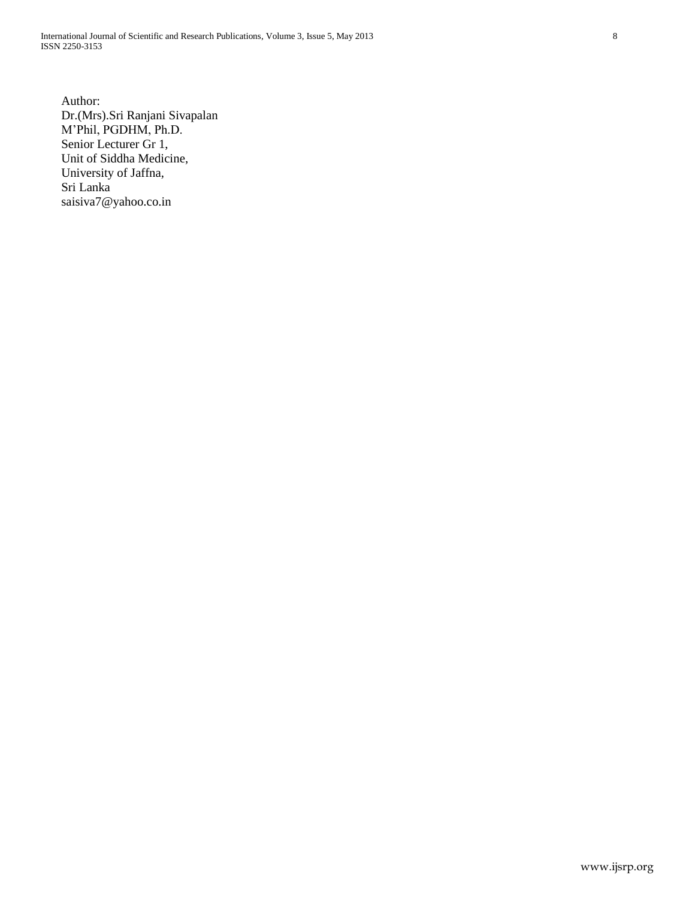Author:
Dr.(Mrs).Sri Ranjani Sivapalan
M'Phil, PGDHM, Ph.D.
Senior Lecturer Gr 1,
Unit of Siddha Medicine,
University of Jaffna,
Sri Lanka
saisiva7@yahoo.co.in